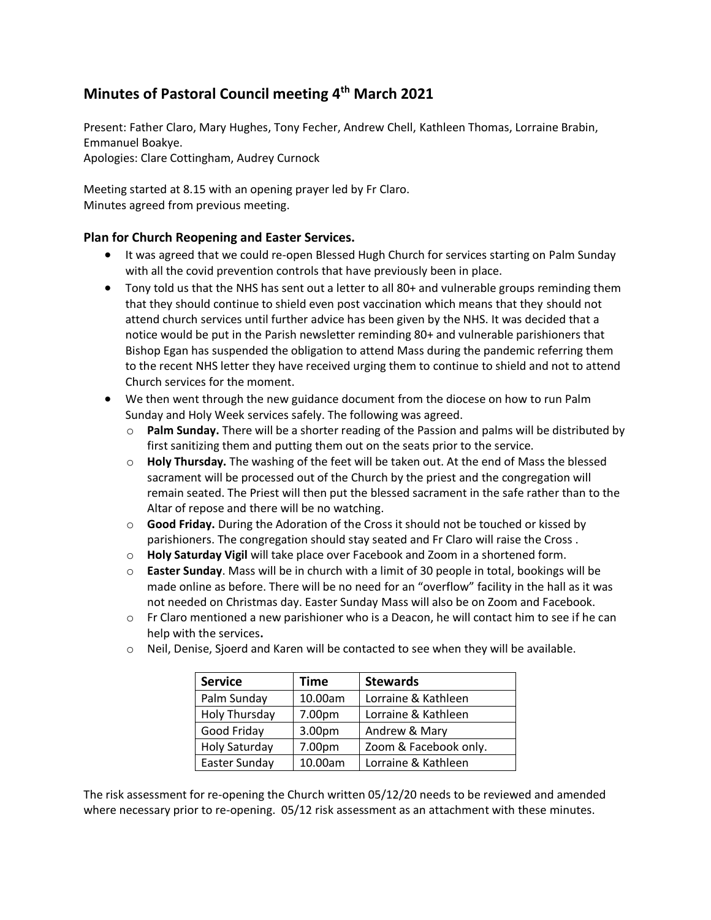# Minutes of Pastoral Council meeting 4th March 2021

Present: Father Claro, Mary Hughes, Tony Fecher, Andrew Chell, Kathleen Thomas, Lorraine Brabin, Emmanuel Boakye.
Apologies: Clare Cottingham, Audrey Curnock

Meeting started at 8.15 with an opening prayer led by Fr Claro.
Minutes agreed from previous meeting.

## Plan for Church Reopening and Easter Services.

- It was agreed that we could re-open Blessed Hugh Church for services starting on Palm Sunday with all the covid prevention controls that have previously been in place.
- Tony told us that the NHS has sent out a letter to all 80+ and vulnerable groups reminding them that they should continue to shield even post vaccination which means that they should not attend church services until further advice has been given by the NHS. It was decided that a notice would be put in the Parish newsletter reminding 80+ and vulnerable parishioners that Bishop Egan has suspended the obligation to attend Mass during the pandemic referring them to the recent NHS letter they have received urging them to continue to shield and not to attend Church services for the moment.
- We then went through the new guidance document from the diocese on how to run Palm Sunday and Holy Week services safely. The following was agreed.
  - **Palm Sunday.** There will be a shorter reading of the Passion and palms will be distributed by first sanitizing them and putting them out on the seats prior to the service.
  - **Holy Thursday.** The washing of the feet will be taken out. At the end of Mass the blessed sacrament will be processed out of the Church by the priest and the congregation will remain seated. The Priest will then put the blessed sacrament in the safe rather than to the Altar of repose and there will be no watching.
  - **Good Friday.** During the Adoration of the Cross it should not be touched or kissed by parishioners. The congregation should stay seated and Fr Claro will raise the Cross .
  - **Holy Saturday Vigil** will take place over Facebook and Zoom in a shortened form.
  - **Easter Sunday**. Mass will be in church with a limit of 30 people in total, bookings will be made online as before. There will be no need for an "overflow" facility in the hall as it was not needed on Christmas day. Easter Sunday Mass will also be on Zoom and Facebook.
  - Fr Claro mentioned a new parishioner who is a Deacon, he will contact him to see if he can help with the services**.**
  - Neil, Denise, Sjoerd and Karen will be contacted to see when they will be available.

| Service | Time | Stewards |
|---|---|---|
| Palm Sunday | 10.00am | Lorraine & Kathleen |
| Holy Thursday | 7.00pm | Lorraine & Kathleen |
| Good Friday | 3.00pm | Andrew & Mary |
| Holy Saturday | 7.00pm | Zoom & Facebook only. |
| Easter Sunday | 10.00am | Lorraine & Kathleen |

The risk assessment for re-opening the Church written 05/12/20 needs to be reviewed and amended where necessary prior to re-opening. 05/12 risk assessment as an attachment with these minutes.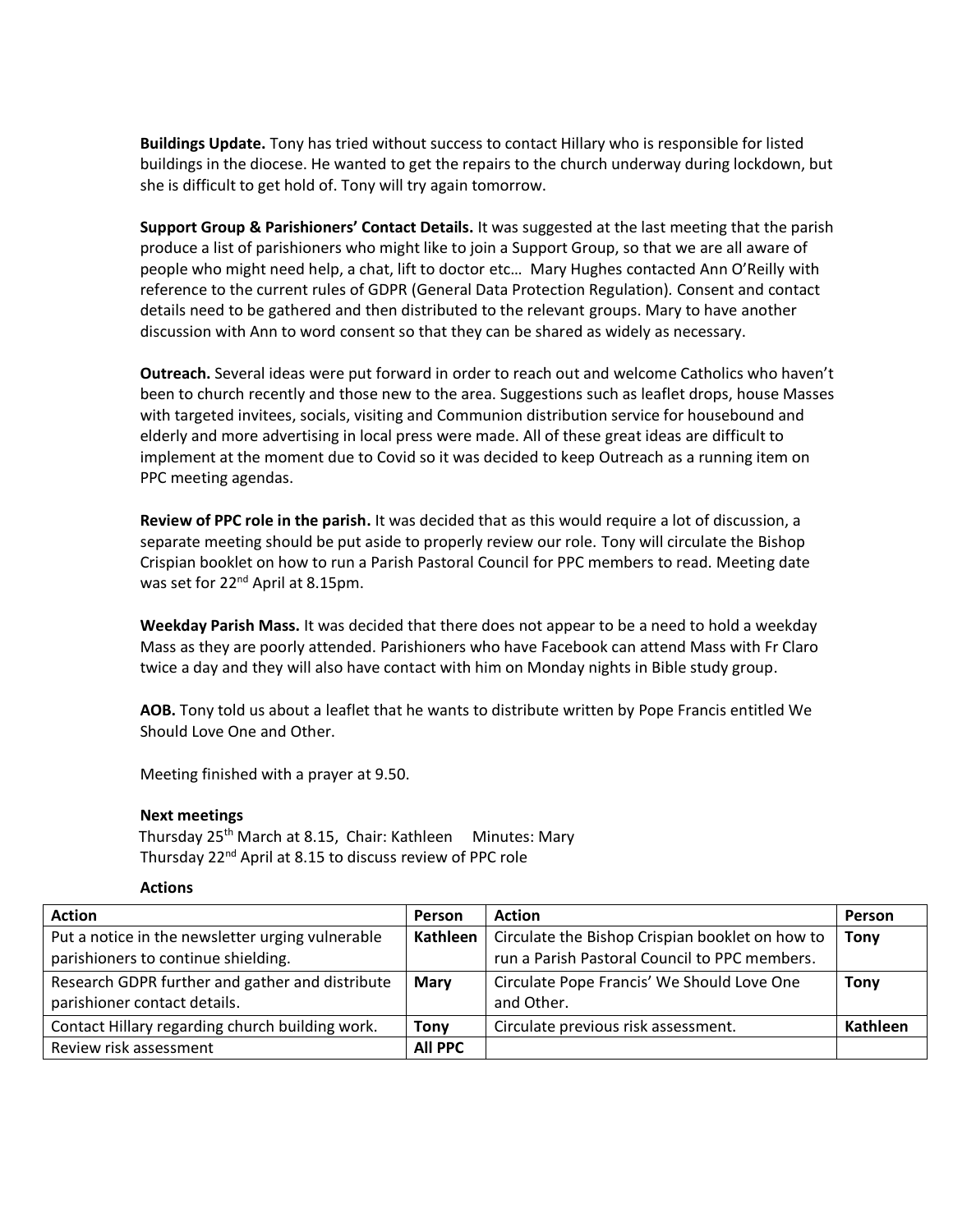**Buildings Update.** Tony has tried without success to contact Hillary who is responsible for listed buildings in the diocese. He wanted to get the repairs to the church underway during lockdown, but she is difficult to get hold of. Tony will try again tomorrow.

**Support Group & Parishioners' Contact Details.** It was suggested at the last meeting that the parish produce a list of parishioners who might like to join a Support Group, so that we are all aware of people who might need help, a chat, lift to doctor etc… Mary Hughes contacted Ann O'Reilly with reference to the current rules of GDPR (General Data Protection Regulation). Consent and contact details need to be gathered and then distributed to the relevant groups. Mary to have another discussion with Ann to word consent so that they can be shared as widely as necessary.

**Outreach.** Several ideas were put forward in order to reach out and welcome Catholics who haven't been to church recently and those new to the area. Suggestions such as leaflet drops, house Masses with targeted invitees, socials, visiting and Communion distribution service for housebound and elderly and more advertising in local press were made. All of these great ideas are difficult to implement at the moment due to Covid so it was decided to keep Outreach as a running item on PPC meeting agendas.

**Review of PPC role in the parish.** It was decided that as this would require a lot of discussion, a separate meeting should be put aside to properly review our role. Tony will circulate the Bishop Crispian booklet on how to run a Parish Pastoral Council for PPC members to read. Meeting date was set for 22nd April at 8.15pm.

**Weekday Parish Mass.** It was decided that there does not appear to be a need to hold a weekday Mass as they are poorly attended. Parishioners who have Facebook can attend Mass with Fr Claro twice a day and they will also have contact with him on Monday nights in Bible study group.

**AOB.** Tony told us about a leaflet that he wants to distribute written by Pope Francis entitled We Should Love One and Other.

Meeting finished with a prayer at 9.50.

**Next meetings**

Thursday 25th March at 8.15, Chair: Kathleen Minutes: Mary
Thursday 22nd April at 8.15 to discuss review of PPC role

**Actions**

| Action | Person | Action | Person |
|---|---|---|---|
| Put a notice in the newsletter urging vulnerable parishioners to continue shielding. | **Kathleen** | Circulate the Bishop Crispian booklet on how to run a Parish Pastoral Council to PPC members. | **Tony** |
| Research GDPR further and gather and distribute parishioner contact details. | **Mary** | Circulate Pope Francis' We Should Love One and Other. | **Tony** |
| Contact Hillary regarding church building work. | **Tony** | Circulate previous risk assessment. | **Kathleen** |
| Review risk assessment | **All PPC** | | |